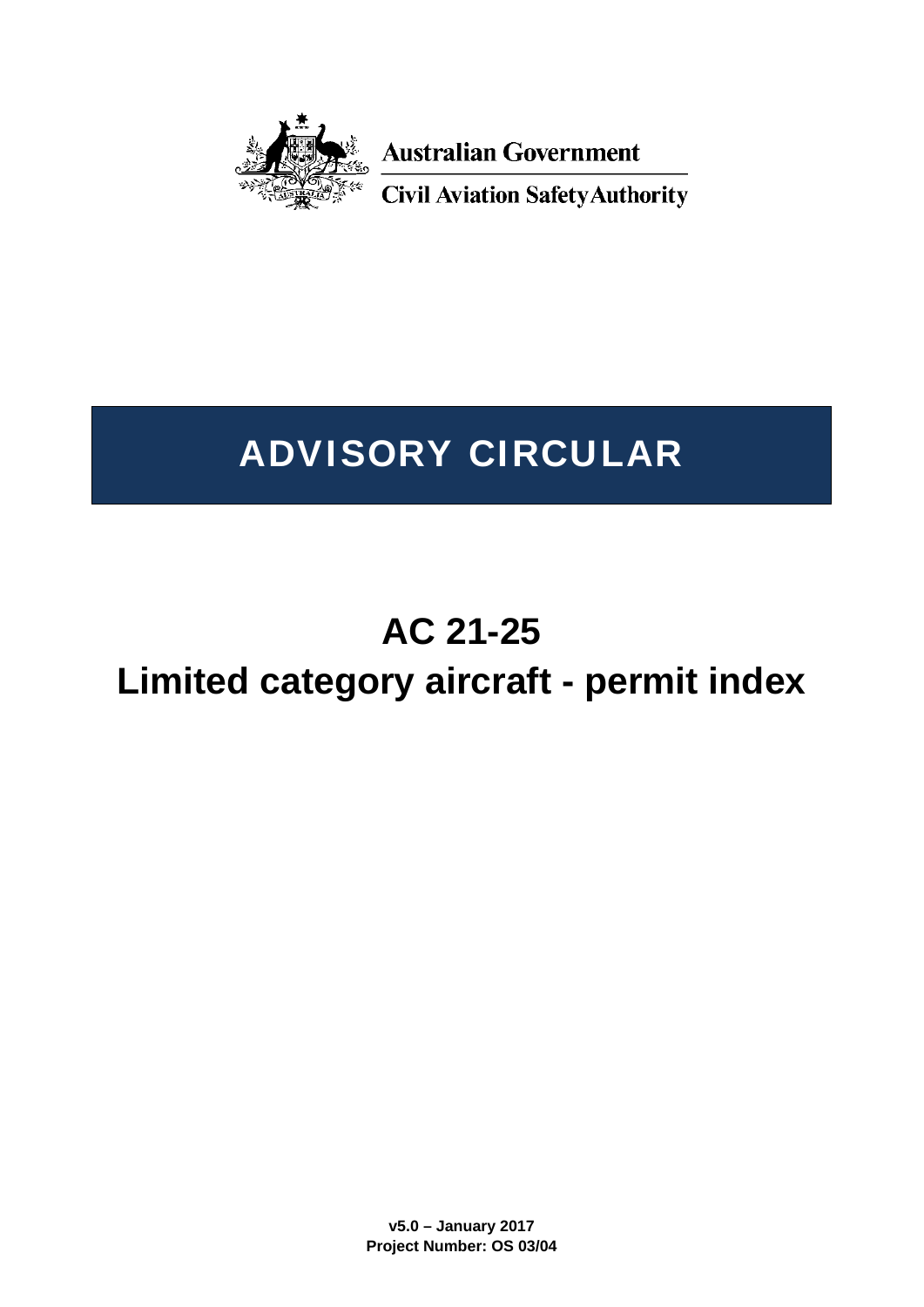Australian Government

Civil Aviation Safety Authority

# ADVISORY CIRCULAR

# AC 21-25

# Limited category aircraft - permit index

**v5.0 – January 2017**
**Project Number: OS 03/04**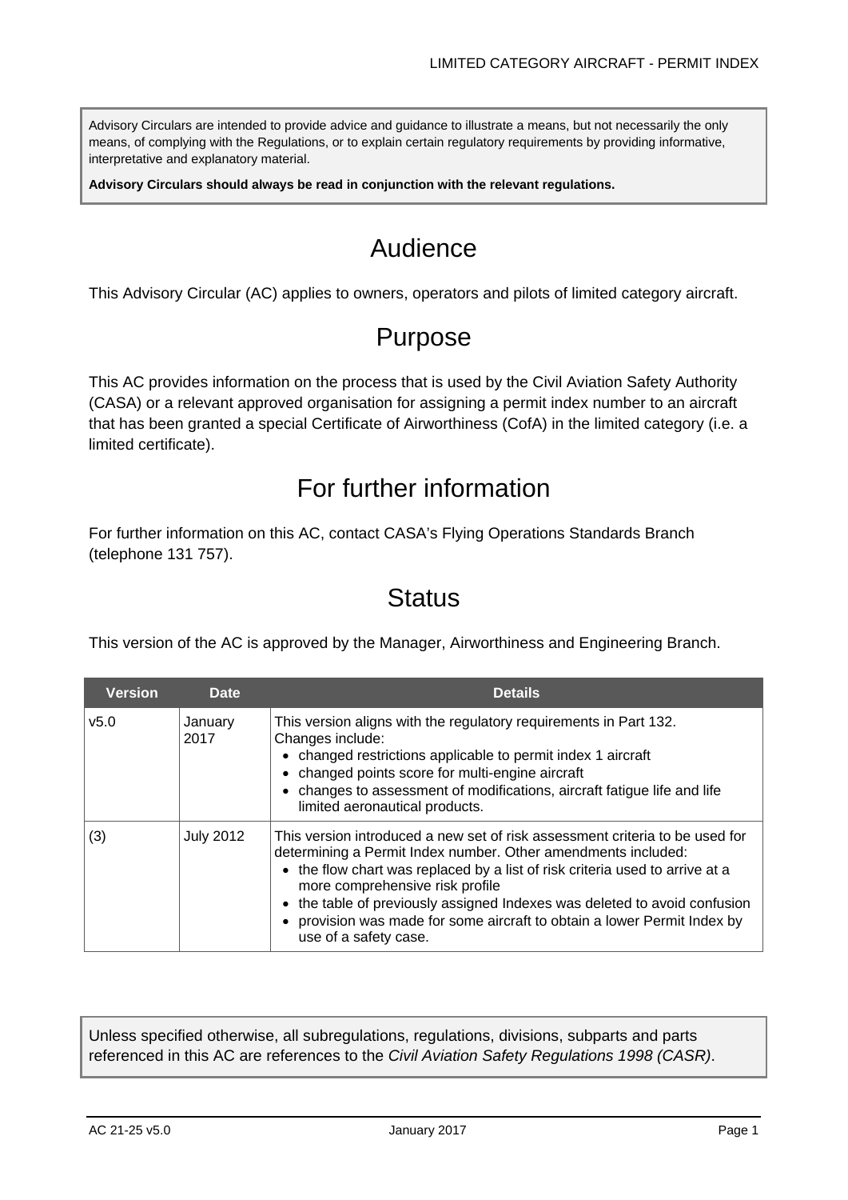Advisory Circulars are intended to provide advice and guidance to illustrate a means, but not necessarily the only means, of complying with the Regulations, or to explain certain regulatory requirements by providing informative, interpretative and explanatory material.

**Advisory Circulars should always be read in conjunction with the relevant regulations.**

# Audience

This Advisory Circular (AC) applies to owners, operators and pilots of limited category aircraft.

# Purpose

This AC provides information on the process that is used by the Civil Aviation Safety Authority (CASA) or a relevant approved organisation for assigning a permit index number to an aircraft that has been granted a special Certificate of Airworthiness (CofA) in the limited category (i.e. a limited certificate).

# For further information

For further information on this AC, contact CASA's Flying Operations Standards Branch (telephone 131 757).

# Status

This version of the AC is approved by the Manager, Airworthiness and Engineering Branch.

| Version | Date | Details |
|---|---|---|
| v5.0 | January 2017 | This version aligns with the regulatory requirements in Part 132. Changes include:<br>• changed restrictions applicable to permit index 1 aircraft<br>• changed points score for multi-engine aircraft<br>• changes to assessment of modifications, aircraft fatigue life and life limited aeronautical products. |
| (3) | July 2012 | This version introduced a new set of risk assessment criteria to be used for determining a Permit Index number. Other amendments included:<br>• the flow chart was replaced by a list of risk criteria used to arrive at a more comprehensive risk profile<br>• the table of previously assigned Indexes was deleted to avoid confusion<br>• provision was made for some aircraft to obtain a lower Permit Index by use of a safety case. |

Unless specified otherwise, all subregulations, regulations, divisions, subparts and parts referenced in this AC are references to the *Civil Aviation Safety Regulations 1998 (CASR)*.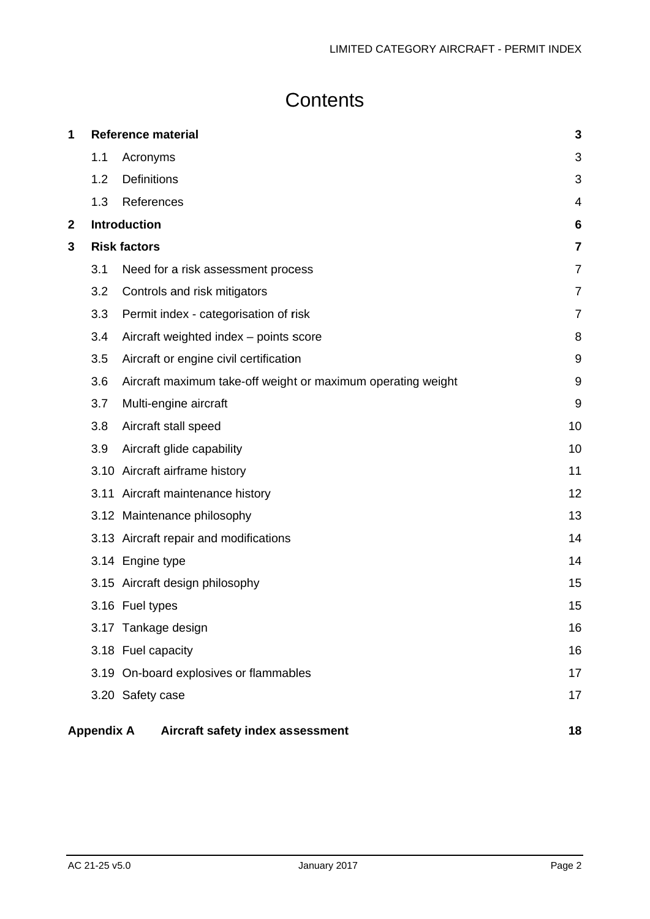# Contents

| | | |
|---|---|---|
| **1** | **Reference material** | **3** |
| 1.1 | Acronyms | 3 |
| 1.2 | Definitions | 3 |
| 1.3 | References | 4 |
| **2** | **Introduction** | **6** |
| **3** | **Risk factors** | **7** |
| 3.1 | Need for a risk assessment process | 7 |
| 3.2 | Controls and risk mitigators | 7 |
| 3.3 | Permit index - categorisation of risk | 7 |
| 3.4 | Aircraft weighted index – points score | 8 |
| 3.5 | Aircraft or engine civil certification | 9 |
| 3.6 | Aircraft maximum take-off weight or maximum operating weight | 9 |
| 3.7 | Multi-engine aircraft | 9 |
| 3.8 | Aircraft stall speed | 10 |
| 3.9 | Aircraft glide capability | 10 |
| 3.10 | Aircraft airframe history | 11 |
| 3.11 | Aircraft maintenance history | 12 |
| 3.12 | Maintenance philosophy | 13 |
| 3.13 | Aircraft repair and modifications | 14 |
| 3.14 | Engine type | 14 |
| 3.15 | Aircraft design philosophy | 15 |
| 3.16 | Fuel types | 15 |
| 3.17 | Tankage design | 16 |
| 3.18 | Fuel capacity | 16 |
| 3.19 | On-board explosives or flammables | 17 |
| 3.20 | Safety case | 17 |
| **Appendix A** | **Aircraft safety index assessment** | **18** |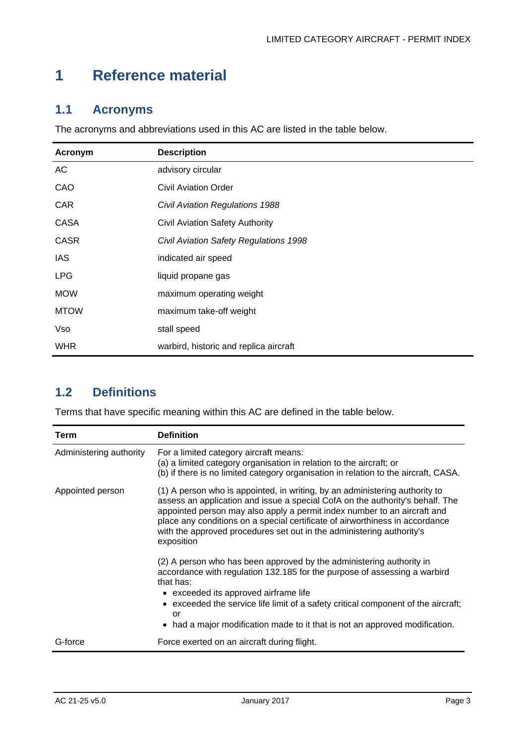# 1 Reference material

## 1.1 Acronyms

The acronyms and abbreviations used in this AC are listed in the table below.

| Acronym | Description |
|---|---|
| AC | advisory circular |
| CAO | Civil Aviation Order |
| CAR | *Civil Aviation Regulations 1988* |
| CASA | Civil Aviation Safety Authority |
| CASR | *Civil Aviation Safety Regulations 1998* |
| IAS | indicated air speed |
| LPG | liquid propane gas |
| MOW | maximum operating weight |
| MTOW | maximum take-off weight |
| Vso | stall speed |
| WHR | warbird, historic and replica aircraft |

## 1.2 Definitions

Terms that have specific meaning within this AC are defined in the table below.

| Term | Definition |
|---|---|
| Administering authority | For a limited category aircraft means:<br>(a) a limited category organisation in relation to the aircraft; or<br>(b) if there is no limited category organisation in relation to the aircraft, CASA. |
| Appointed person | (1) A person who is appointed, in writing, by an administering authority to assess an application and issue a special CofA on the authority's behalf. The appointed person may also apply a permit index number to an aircraft and place any conditions on a special certificate of airworthiness in accordance with the approved procedures set out in the administering authority's exposition<br><br>(2) A person who has been approved by the administering authority in accordance with regulation 132.185 for the purpose of assessing a warbird that has:<br>• exceeded its approved airframe life<br>• exceeded the service life limit of a safety critical component of the aircraft; or<br>• had a major modification made to it that is not an approved modification. |
| G-force | Force exerted on an aircraft during flight. |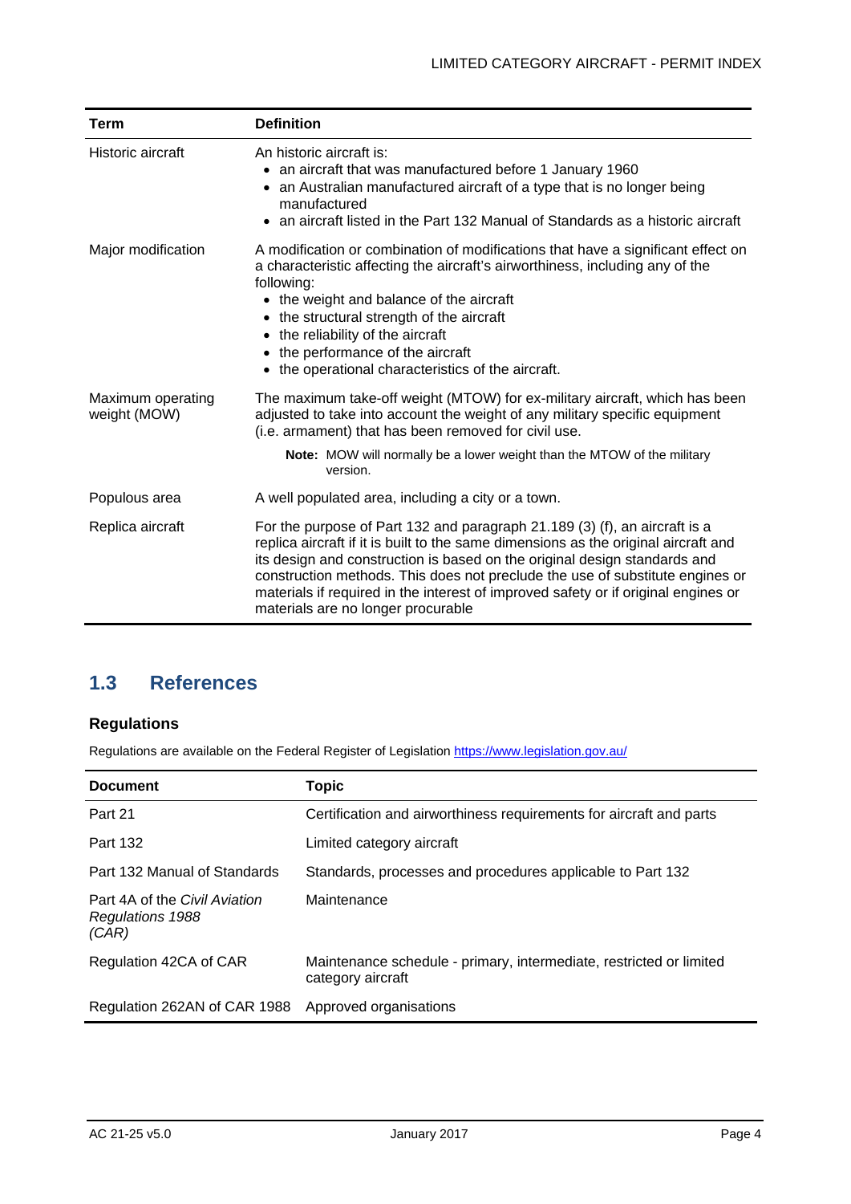| Term | Definition |
| --- | --- |
| Historic aircraft | An historic aircraft is:<br>• an aircraft that was manufactured before 1 January 1960<br>• an Australian manufactured aircraft of a type that is no longer being manufactured<br>• an aircraft listed in the Part 132 Manual of Standards as a historic aircraft |
| Major modification | A modification or combination of modifications that have a significant effect on a characteristic affecting the aircraft's airworthiness, including any of the following:<br>• the weight and balance of the aircraft<br>• the structural strength of the aircraft<br>• the reliability of the aircraft<br>• the performance of the aircraft<br>• the operational characteristics of the aircraft. |
| Maximum operating weight (MOW) | The maximum take-off weight (MTOW) for ex-military aircraft, which has been adjusted to take into account the weight of any military specific equipment (i.e. armament) that has been removed for civil use.<br>**Note:** MOW will normally be a lower weight than the MTOW of the military version. |
| Populous area | A well populated area, including a city or a town. |
| Replica aircraft | For the purpose of Part 132 and paragraph 21.189 (3) (f), an aircraft is a replica aircraft if it is built to the same dimensions as the original aircraft and its design and construction is based on the original design standards and construction methods. This does not preclude the use of substitute engines or materials if required in the interest of improved safety or if original engines or materials are no longer procurable |

## 1.3 References

### Regulations

Regulations are available on the Federal Register of Legislation https://www.legislation.gov.au/

| Document | Topic |
| --- | --- |
| Part 21 | Certification and airworthiness requirements for aircraft and parts |
| Part 132 | Limited category aircraft |
| Part 132 Manual of Standards | Standards, processes and procedures applicable to Part 132 |
| Part 4A of the *Civil Aviation Regulations 1988 (CAR)* | Maintenance |
| Regulation 42CA of CAR | Maintenance schedule - primary, intermediate, restricted or limited category aircraft |
| Regulation 262AN of CAR 1988 | Approved organisations |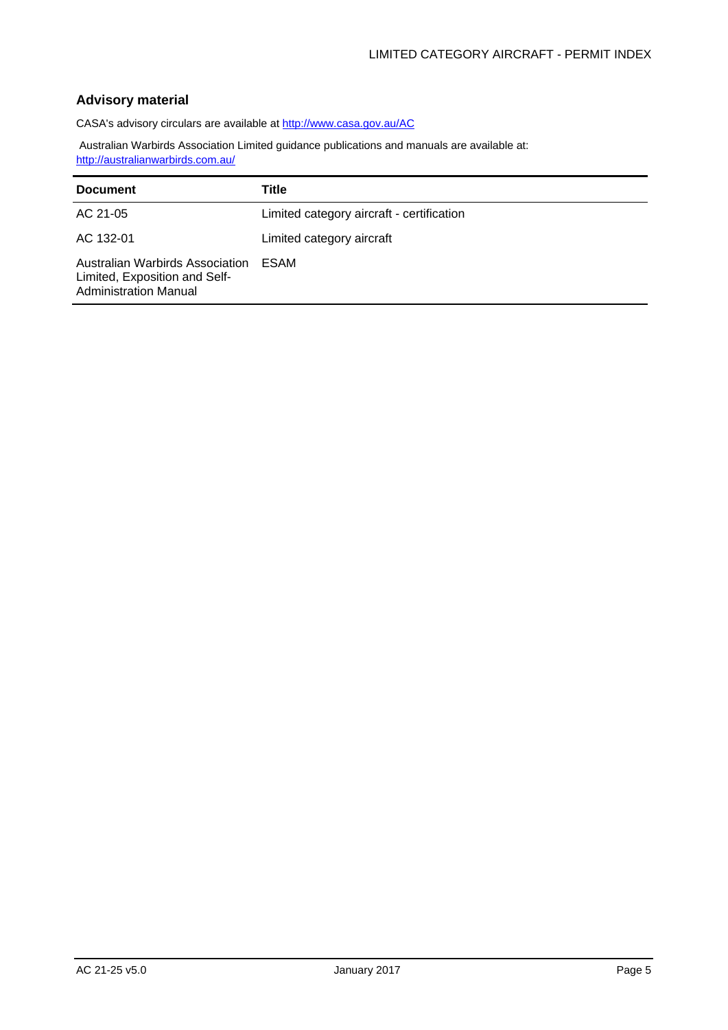## Advisory material

CASA's advisory circulars are available at http://www.casa.gov.au/AC

Australian Warbirds Association Limited guidance publications and manuals are available at: http://australianwarbirds.com.au/

| Document | Title |
|---|---|
| AC 21-05 | Limited category aircraft - certification |
| AC 132-01 | Limited category aircraft |
| Australian Warbirds Association Limited, Exposition and Self-Administration Manual | ESAM |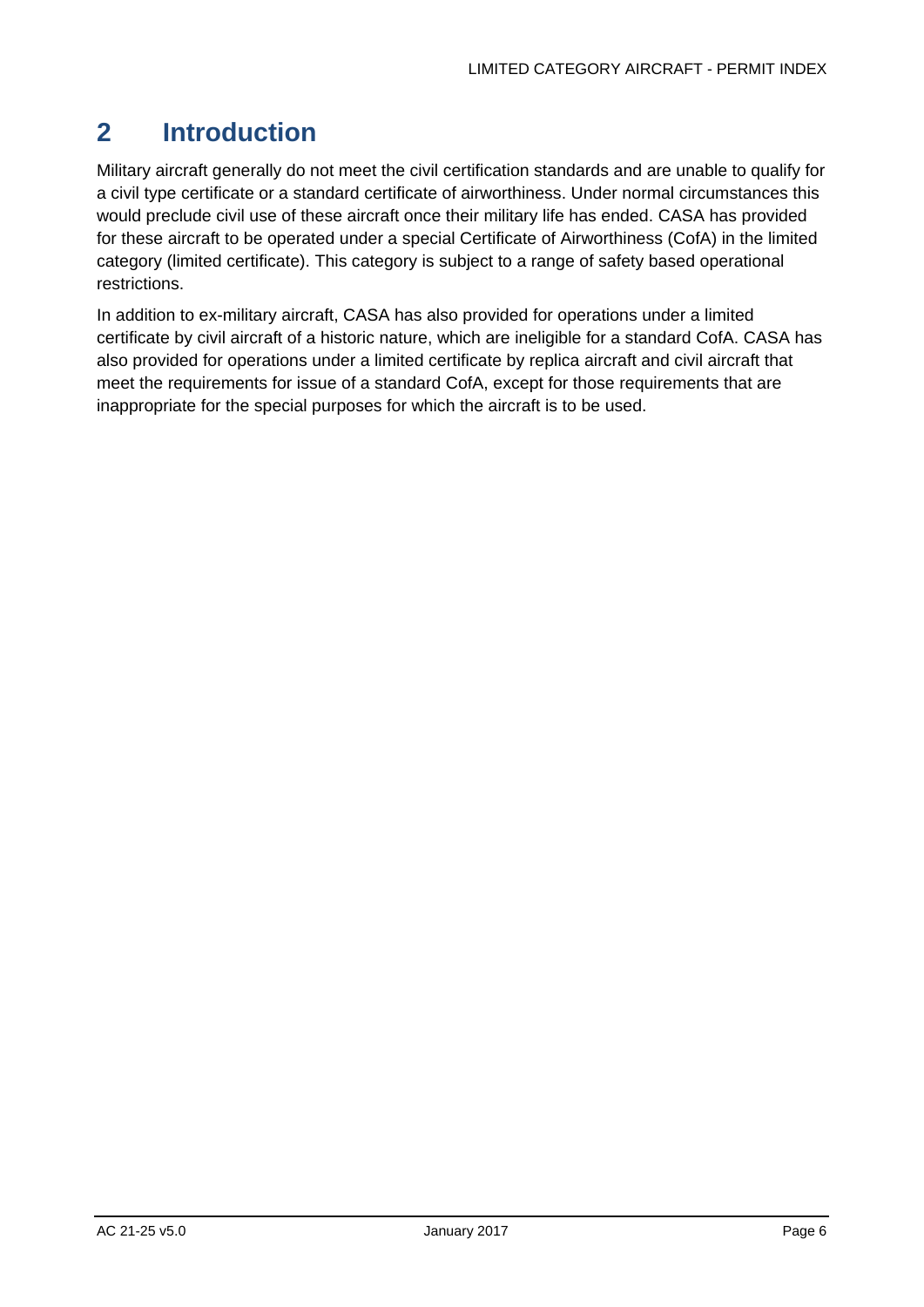# 2 Introduction

Military aircraft generally do not meet the civil certification standards and are unable to qualify for a civil type certificate or a standard certificate of airworthiness. Under normal circumstances this would preclude civil use of these aircraft once their military life has ended. CASA has provided for these aircraft to be operated under a special Certificate of Airworthiness (CofA) in the limited category (limited certificate). This category is subject to a range of safety based operational restrictions.

In addition to ex-military aircraft, CASA has also provided for operations under a limited certificate by civil aircraft of a historic nature, which are ineligible for a standard CofA. CASA has also provided for operations under a limited certificate by replica aircraft and civil aircraft that meet the requirements for issue of a standard CofA, except for those requirements that are inappropriate for the special purposes for which the aircraft is to be used.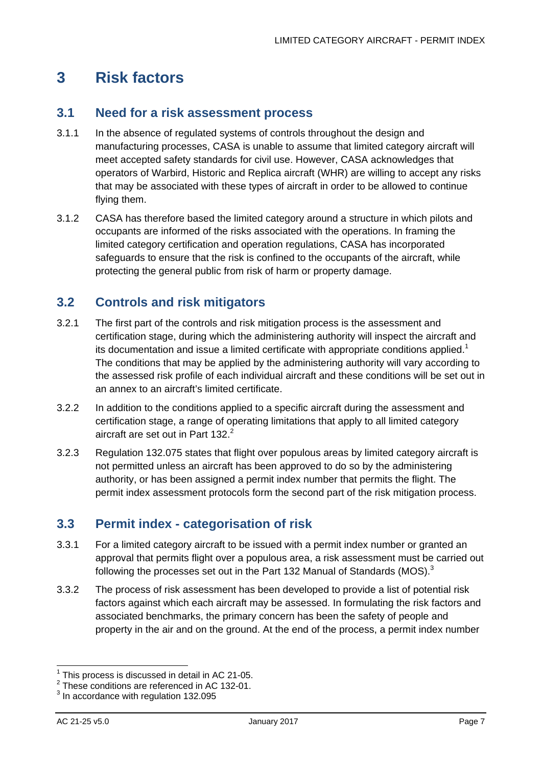# 3 Risk factors

## 3.1 Need for a risk assessment process

3.1.1 In the absence of regulated systems of controls throughout the design and manufacturing processes, CASA is unable to assume that limited category aircraft will meet accepted safety standards for civil use. However, CASA acknowledges that operators of Warbird, Historic and Replica aircraft (WHR) are willing to accept any risks that may be associated with these types of aircraft in order to be allowed to continue flying them.

3.1.2 CASA has therefore based the limited category around a structure in which pilots and occupants are informed of the risks associated with the operations. In framing the limited category certification and operation regulations, CASA has incorporated safeguards to ensure that the risk is confined to the occupants of the aircraft, while protecting the general public from risk of harm or property damage.

## 3.2 Controls and risk mitigators

3.2.1 The first part of the controls and risk mitigation process is the assessment and certification stage, during which the administering authority will inspect the aircraft and its documentation and issue a limited certificate with appropriate conditions applied.[1] The conditions that may be applied by the administering authority will vary according to the assessed risk profile of each individual aircraft and these conditions will be set out in an annex to an aircraft's limited certificate.

3.2.2 In addition to the conditions applied to a specific aircraft during the assessment and certification stage, a range of operating limitations that apply to all limited category aircraft are set out in Part 132.[2]

3.2.3 Regulation 132.075 states that flight over populous areas by limited category aircraft is not permitted unless an aircraft has been approved to do so by the administering authority, or has been assigned a permit index number that permits the flight. The permit index assessment protocols form the second part of the risk mitigation process.

## 3.3 Permit index - categorisation of risk

3.3.1 For a limited category aircraft to be issued with a permit index number or granted an approval that permits flight over a populous area, a risk assessment must be carried out following the processes set out in the Part 132 Manual of Standards (MOS).[3]

3.3.2 The process of risk assessment has been developed to provide a list of potential risk factors against which each aircraft may be assessed. In formulating the risk factors and associated benchmarks, the primary concern has been the safety of people and property in the air and on the ground. At the end of the process, a permit index number

---

[1] This process is discussed in detail in AC 21-05.
[2] These conditions are referenced in AC 132-01.
[3] In accordance with regulation 132.095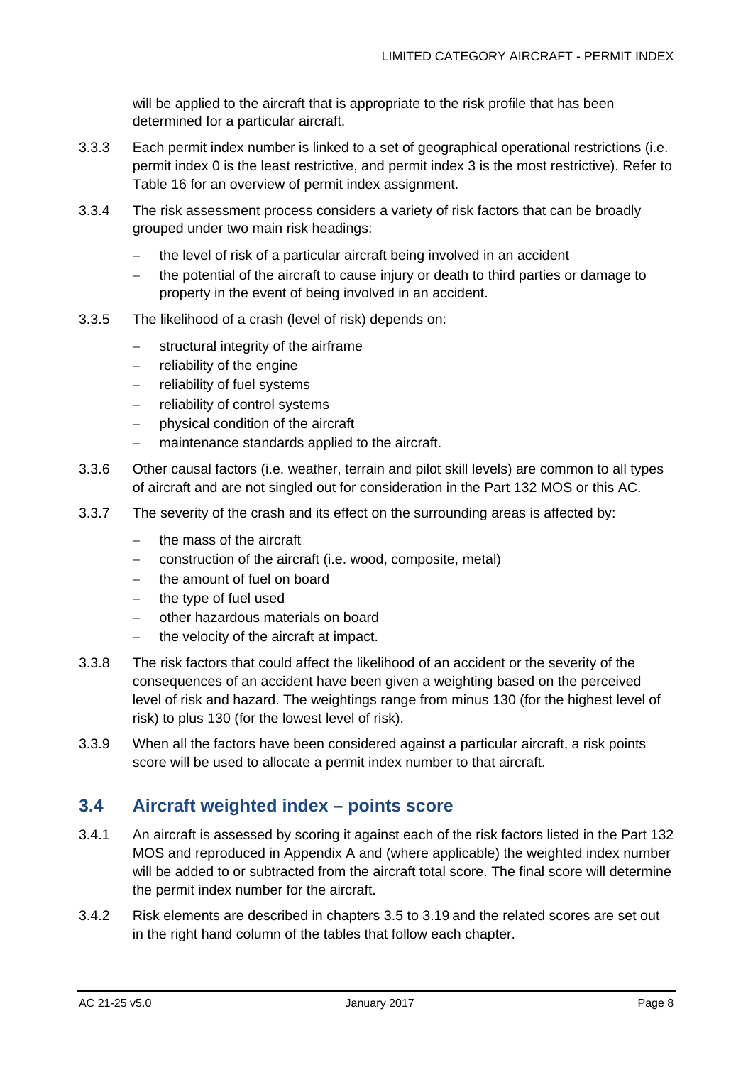will be applied to the aircraft that is appropriate to the risk profile that has been determined for a particular aircraft.

3.3.3 Each permit index number is linked to a set of geographical operational restrictions (i.e. permit index 0 is the least restrictive, and permit index 3 is the most restrictive). Refer to Table 16 for an overview of permit index assignment.

3.3.4 The risk assessment process considers a variety of risk factors that can be broadly grouped under two main risk headings:

- the level of risk of a particular aircraft being involved in an accident
- the potential of the aircraft to cause injury or death to third parties or damage to property in the event of being involved in an accident.

3.3.5 The likelihood of a crash (level of risk) depends on:

- structural integrity of the airframe
- reliability of the engine
- reliability of fuel systems
- reliability of control systems
- physical condition of the aircraft
- maintenance standards applied to the aircraft.

3.3.6 Other causal factors (i.e. weather, terrain and pilot skill levels) are common to all types of aircraft and are not singled out for consideration in the Part 132 MOS or this AC.

3.3.7 The severity of the crash and its effect on the surrounding areas is affected by:

- the mass of the aircraft
- construction of the aircraft (i.e. wood, composite, metal)
- the amount of fuel on board
- the type of fuel used
- other hazardous materials on board
- the velocity of the aircraft at impact.

3.3.8 The risk factors that could affect the likelihood of an accident or the severity of the consequences of an accident have been given a weighting based on the perceived level of risk and hazard. The weightings range from minus 130 (for the highest level of risk) to plus 130 (for the lowest level of risk).

3.3.9 When all the factors have been considered against a particular aircraft, a risk points score will be used to allocate a permit index number to that aircraft.

## 3.4 Aircraft weighted index – points score

3.4.1 An aircraft is assessed by scoring it against each of the risk factors listed in the Part 132 MOS and reproduced in Appendix A and (where applicable) the weighted index number will be added to or subtracted from the aircraft total score. The final score will determine the permit index number for the aircraft.

3.4.2 Risk elements are described in chapters 3.5 to 3.19 and the related scores are set out in the right hand column of the tables that follow each chapter.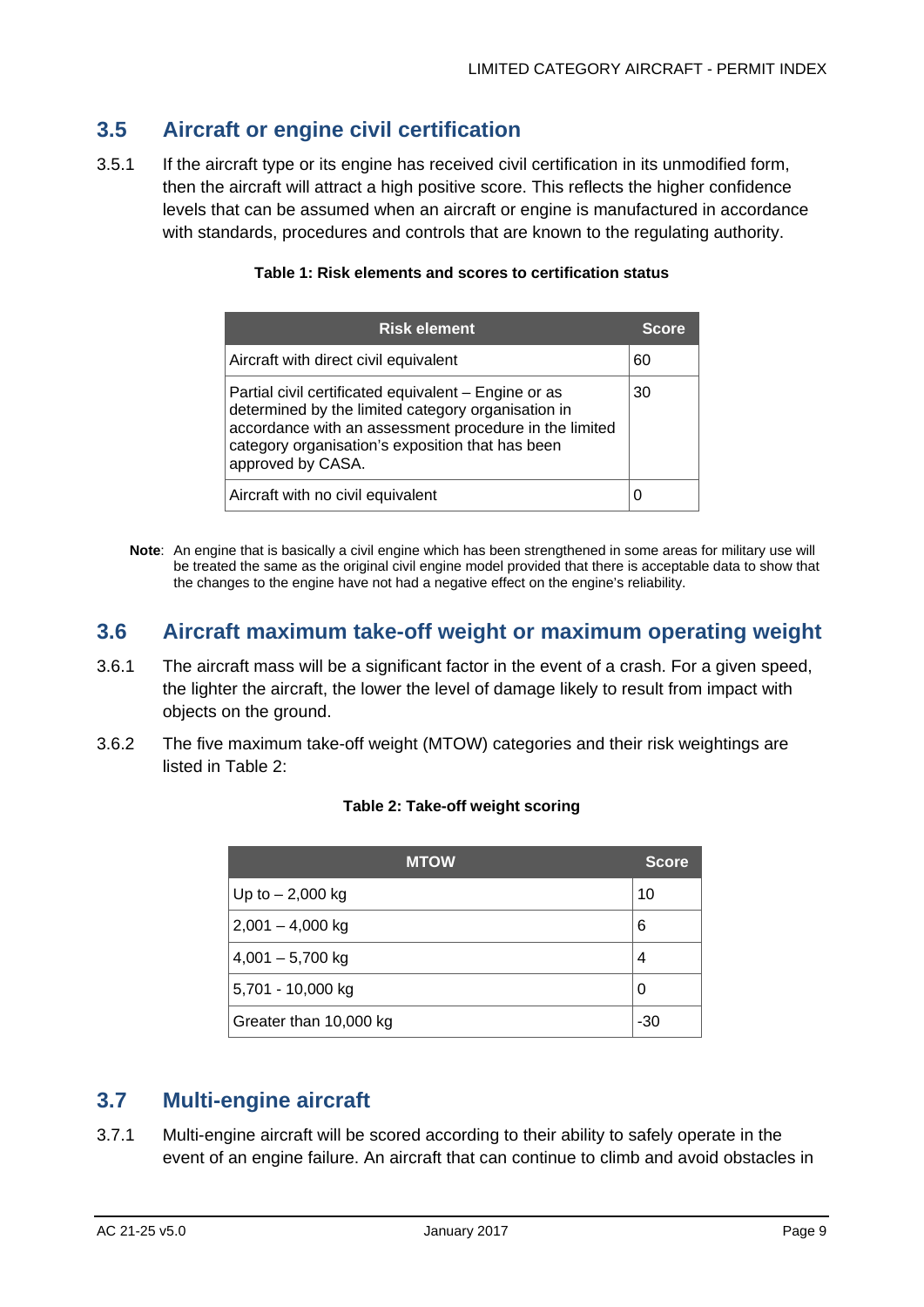## 3.5 Aircraft or engine civil certification

3.5.1 If the aircraft type or its engine has received civil certification in its unmodified form, then the aircraft will attract a high positive score. This reflects the higher confidence levels that can be assumed when an aircraft or engine is manufactured in accordance with standards, procedures and controls that are known to the regulating authority.

**Table 1: Risk elements and scores to certification status**

| Risk element | Score |
|---|---|
| Aircraft with direct civil equivalent | 60 |
| Partial civil certificated equivalent – Engine or as determined by the limited category organisation in accordance with an assessment procedure in the limited category organisation's exposition that has been approved by CASA. | 30 |
| Aircraft with no civil equivalent | 0 |

**Note**: An engine that is basically a civil engine which has been strengthened in some areas for military use will be treated the same as the original civil engine model provided that there is acceptable data to show that the changes to the engine have not had a negative effect on the engine's reliability.

## 3.6 Aircraft maximum take-off weight or maximum operating weight

3.6.1 The aircraft mass will be a significant factor in the event of a crash. For a given speed, the lighter the aircraft, the lower the level of damage likely to result from impact with objects on the ground.

3.6.2 The five maximum take-off weight (MTOW) categories and their risk weightings are listed in Table 2:

**Table 2: Take-off weight scoring**

| MTOW | Score |
|---|---|
| Up to – 2,000 kg | 10 |
| 2,001 – 4,000 kg | 6 |
| 4,001 – 5,700 kg | 4 |
| 5,701 - 10,000 kg | 0 |
| Greater than 10,000 kg | -30 |

## 3.7 Multi-engine aircraft

3.7.1 Multi-engine aircraft will be scored according to their ability to safely operate in the event of an engine failure. An aircraft that can continue to climb and avoid obstacles in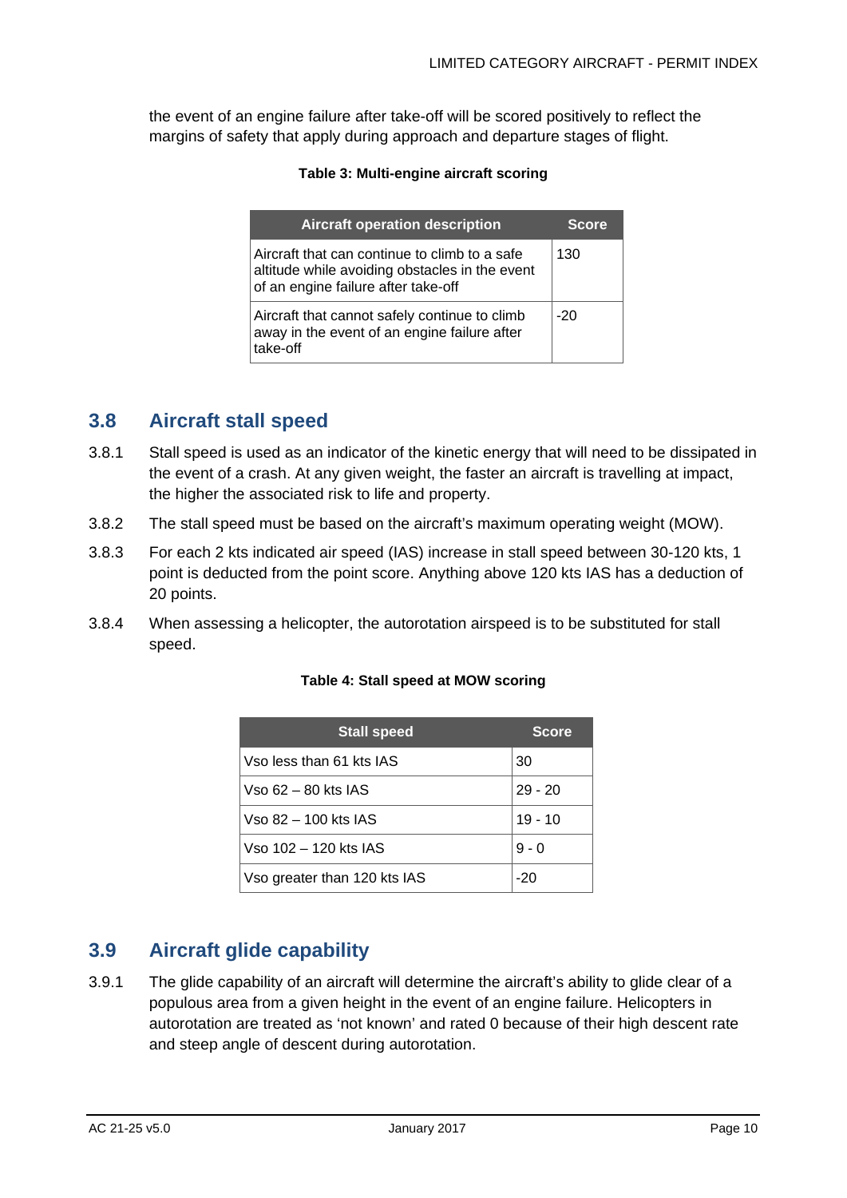the event of an engine failure after take-off will be scored positively to reflect the margins of safety that apply during approach and departure stages of flight.

**Table 3: Multi-engine aircraft scoring**

| Aircraft operation description | Score |
|---|---|
| Aircraft that can continue to climb to a safe altitude while avoiding obstacles in the event of an engine failure after take-off | 130 |
| Aircraft that cannot safely continue to climb away in the event of an engine failure after take-off | -20 |

## 3.8 Aircraft stall speed

3.8.1 Stall speed is used as an indicator of the kinetic energy that will need to be dissipated in the event of a crash. At any given weight, the faster an aircraft is travelling at impact, the higher the associated risk to life and property.

3.8.2 The stall speed must be based on the aircraft's maximum operating weight (MOW).

3.8.3 For each 2 kts indicated air speed (IAS) increase in stall speed between 30-120 kts, 1 point is deducted from the point score. Anything above 120 kts IAS has a deduction of 20 points.

3.8.4 When assessing a helicopter, the autorotation airspeed is to be substituted for stall speed.

**Table 4: Stall speed at MOW scoring**

| Stall speed | Score |
|---|---|
| Vso less than 61 kts IAS | 30 |
| Vso 62 – 80 kts IAS | 29 - 20 |
| Vso 82 – 100 kts IAS | 19 - 10 |
| Vso 102 – 120 kts IAS | 9 - 0 |
| Vso greater than 120 kts IAS | -20 |

## 3.9 Aircraft glide capability

3.9.1 The glide capability of an aircraft will determine the aircraft's ability to glide clear of a populous area from a given height in the event of an engine failure. Helicopters in autorotation are treated as 'not known' and rated 0 because of their high descent rate and steep angle of descent during autorotation.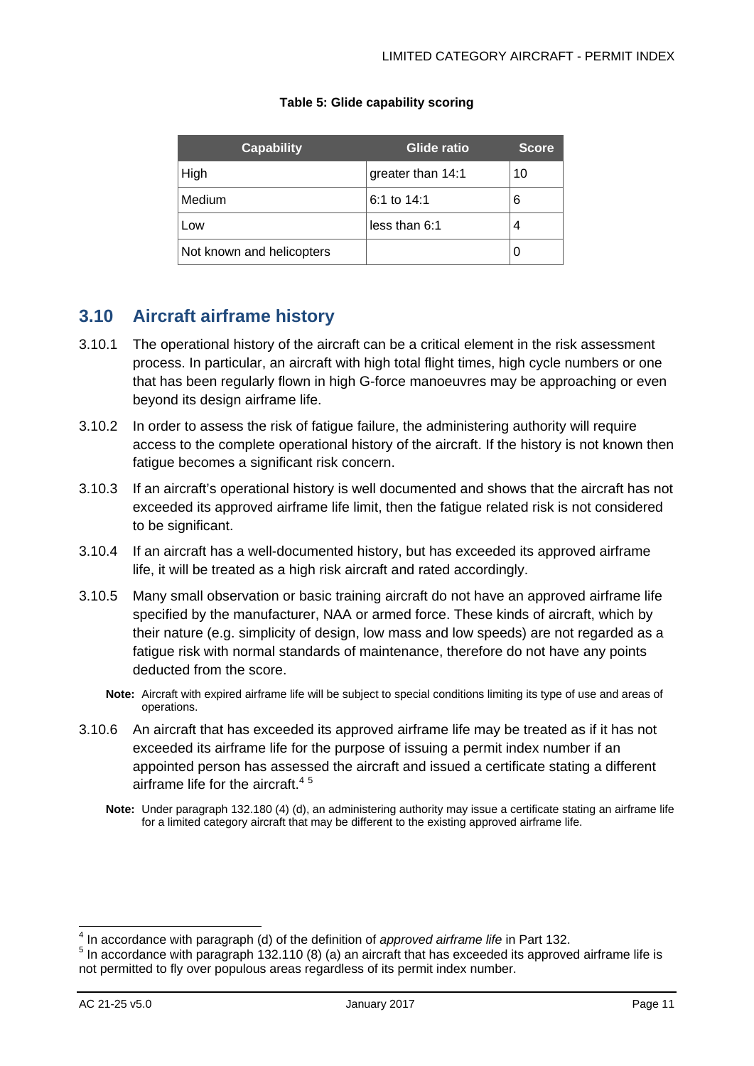**Table 5: Glide capability scoring**

| Capability | Glide ratio | Score |
|---|---|---|
| High | greater than 14:1 | 10 |
| Medium | 6:1 to 14:1 | 6 |
| Low | less than 6:1 | 4 |
| Not known and helicopters | | 0 |

## 3.10 Aircraft airframe history

3.10.1 The operational history of the aircraft can be a critical element in the risk assessment process. In particular, an aircraft with high total flight times, high cycle numbers or one that has been regularly flown in high G-force manoeuvres may be approaching or even beyond its design airframe life.

3.10.2 In order to assess the risk of fatigue failure, the administering authority will require access to the complete operational history of the aircraft. If the history is not known then fatigue becomes a significant risk concern.

3.10.3 If an aircraft's operational history is well documented and shows that the aircraft has not exceeded its approved airframe life limit, then the fatigue related risk is not considered to be significant.

3.10.4 If an aircraft has a well-documented history, but has exceeded its approved airframe life, it will be treated as a high risk aircraft and rated accordingly.

3.10.5 Many small observation or basic training aircraft do not have an approved airframe life specified by the manufacturer, NAA or armed force. These kinds of aircraft, which by their nature (e.g. simplicity of design, low mass and low speeds) are not regarded as a fatigue risk with normal standards of maintenance, therefore do not have any points deducted from the score.

**Note:** Aircraft with expired airframe life will be subject to special conditions limiting its type of use and areas of operations.

3.10.6 An aircraft that has exceeded its approved airframe life may be treated as if it has not exceeded its airframe life for the purpose of issuing a permit index number if an appointed person has assessed the aircraft and issued a certificate stating a different airframe life for the aircraft.[4] [5]

**Note:** Under paragraph 132.180 (4) (d), an administering authority may issue a certificate stating an airframe life for a limited category aircraft that may be different to the existing approved airframe life.

---

[4] In accordance with paragraph (d) of the definition of *approved airframe life* in Part 132.

[5] In accordance with paragraph 132.110 (8) (a) an aircraft that has exceeded its approved airframe life is not permitted to fly over populous areas regardless of its permit index number.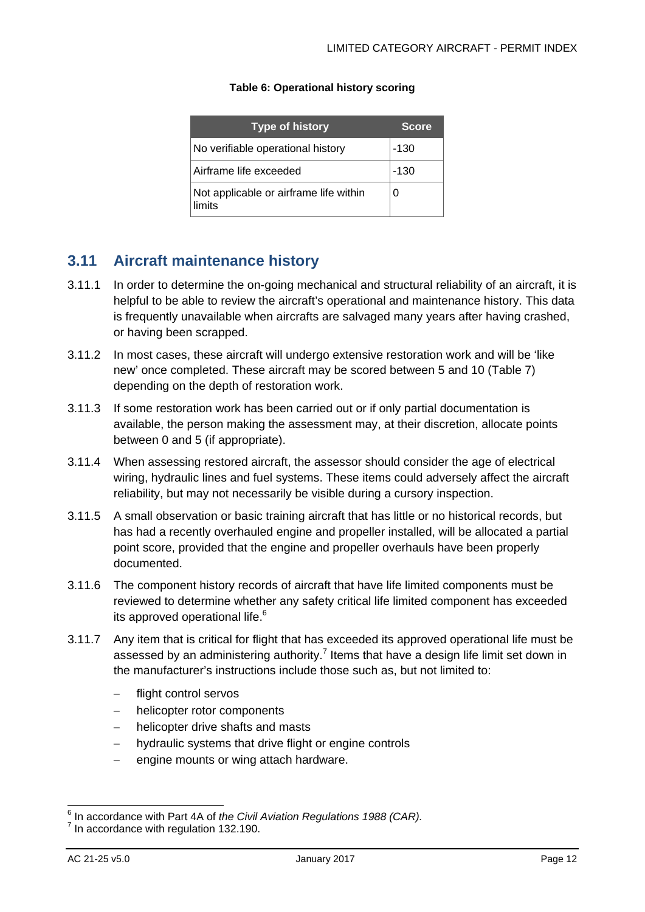**Table 6: Operational history scoring**

| Type of history | Score |
| --- | --- |
| No verifiable operational history | -130 |
| Airframe life exceeded | -130 |
| Not applicable or airframe life within limits | 0 |

## 3.11 Aircraft maintenance history

3.11.1 In order to determine the on-going mechanical and structural reliability of an aircraft, it is helpful to be able to review the aircraft's operational and maintenance history. This data is frequently unavailable when aircrafts are salvaged many years after having crashed, or having been scrapped.

3.11.2 In most cases, these aircraft will undergo extensive restoration work and will be 'like new' once completed. These aircraft may be scored between 5 and 10 (Table 7) depending on the depth of restoration work.

3.11.3 If some restoration work has been carried out or if only partial documentation is available, the person making the assessment may, at their discretion, allocate points between 0 and 5 (if appropriate).

3.11.4 When assessing restored aircraft, the assessor should consider the age of electrical wiring, hydraulic lines and fuel systems. These items could adversely affect the aircraft reliability, but may not necessarily be visible during a cursory inspection.

3.11.5 A small observation or basic training aircraft that has little or no historical records, but has had a recently overhauled engine and propeller installed, will be allocated a partial point score, provided that the engine and propeller overhauls have been properly documented.

3.11.6 The component history records of aircraft that have life limited components must be reviewed to determine whether any safety critical life limited component has exceeded its approved operational life.[6]

3.11.7 Any item that is critical for flight that has exceeded its approved operational life must be assessed by an administering authority.[7] Items that have a design life limit set down in the manufacturer's instructions include those such as, but not limited to:

- flight control servos
- helicopter rotor components
- helicopter drive shafts and masts
- hydraulic systems that drive flight or engine controls
- engine mounts or wing attach hardware.

[6] In accordance with Part 4A of *the Civil Aviation Regulations 1988 (CAR).*
[7] In accordance with regulation 132.190.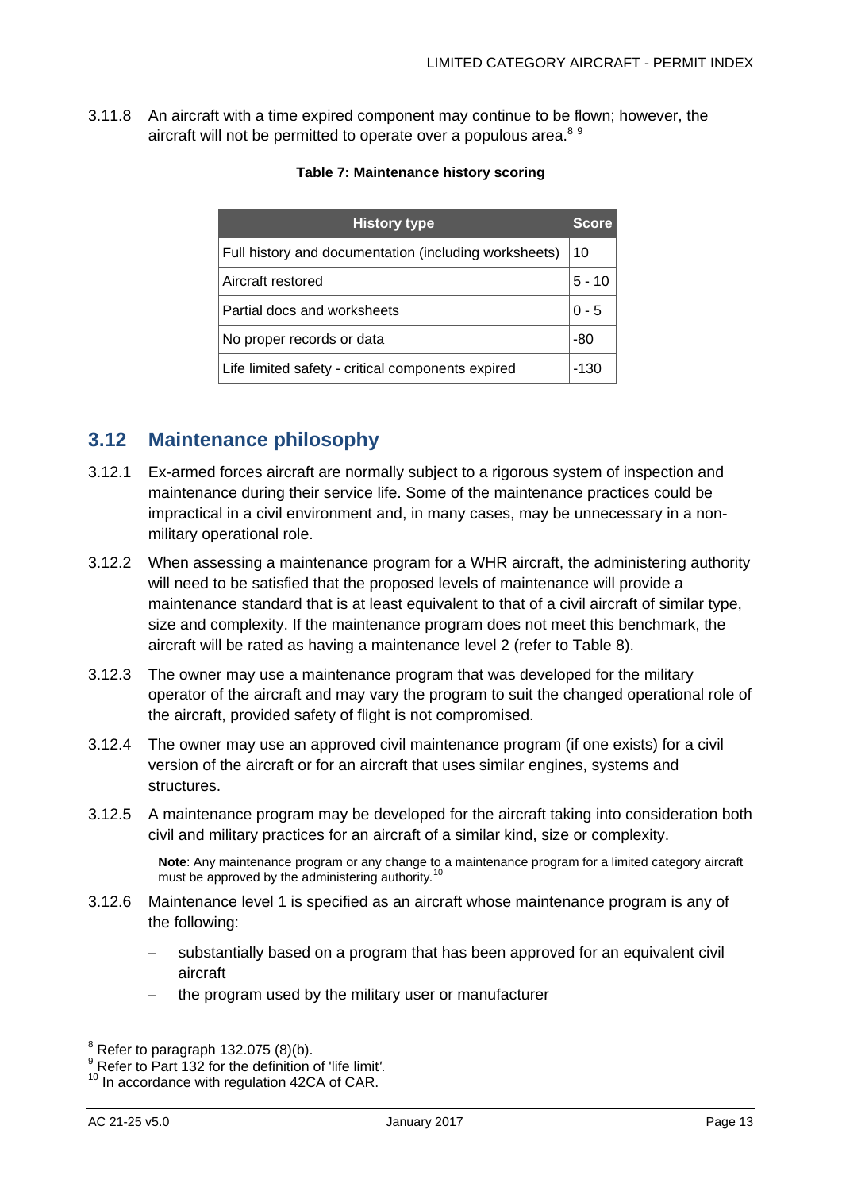3.11.8 An aircraft with a time expired component may continue to be flown; however, the aircraft will not be permitted to operate over a populous area.[8] [9]

**Table 7: Maintenance history scoring**

| History type | Score |
|---|---|
| Full history and documentation (including worksheets) | 10 |
| Aircraft restored | 5 - 10 |
| Partial docs and worksheets | 0 - 5 |
| No proper records or data | -80 |
| Life limited safety - critical components expired | -130 |

## 3.12 Maintenance philosophy

3.12.1 Ex-armed forces aircraft are normally subject to a rigorous system of inspection and maintenance during their service life. Some of the maintenance practices could be impractical in a civil environment and, in many cases, may be unnecessary in a non-military operational role.

3.12.2 When assessing a maintenance program for a WHR aircraft, the administering authority will need to be satisfied that the proposed levels of maintenance will provide a maintenance standard that is at least equivalent to that of a civil aircraft of similar type, size and complexity. If the maintenance program does not meet this benchmark, the aircraft will be rated as having a maintenance level 2 (refer to Table 8).

3.12.3 The owner may use a maintenance program that was developed for the military operator of the aircraft and may vary the program to suit the changed operational role of the aircraft, provided safety of flight is not compromised.

3.12.4 The owner may use an approved civil maintenance program (if one exists) for a civil version of the aircraft or for an aircraft that uses similar engines, systems and structures.

3.12.5 A maintenance program may be developed for the aircraft taking into consideration both civil and military practices for an aircraft of a similar kind, size or complexity.

> **Note**: Any maintenance program or any change to a maintenance program for a limited category aircraft must be approved by the administering authority.[10]

3.12.6 Maintenance level 1 is specified as an aircraft whose maintenance program is any of the following:

- substantially based on a program that has been approved for an equivalent civil aircraft
- the program used by the military user or manufacturer

[8] Refer to paragraph 132.075 (8)(b).
[9] Refer to Part 132 for the definition of 'life limit'.
[10] In accordance with regulation 42CA of CAR.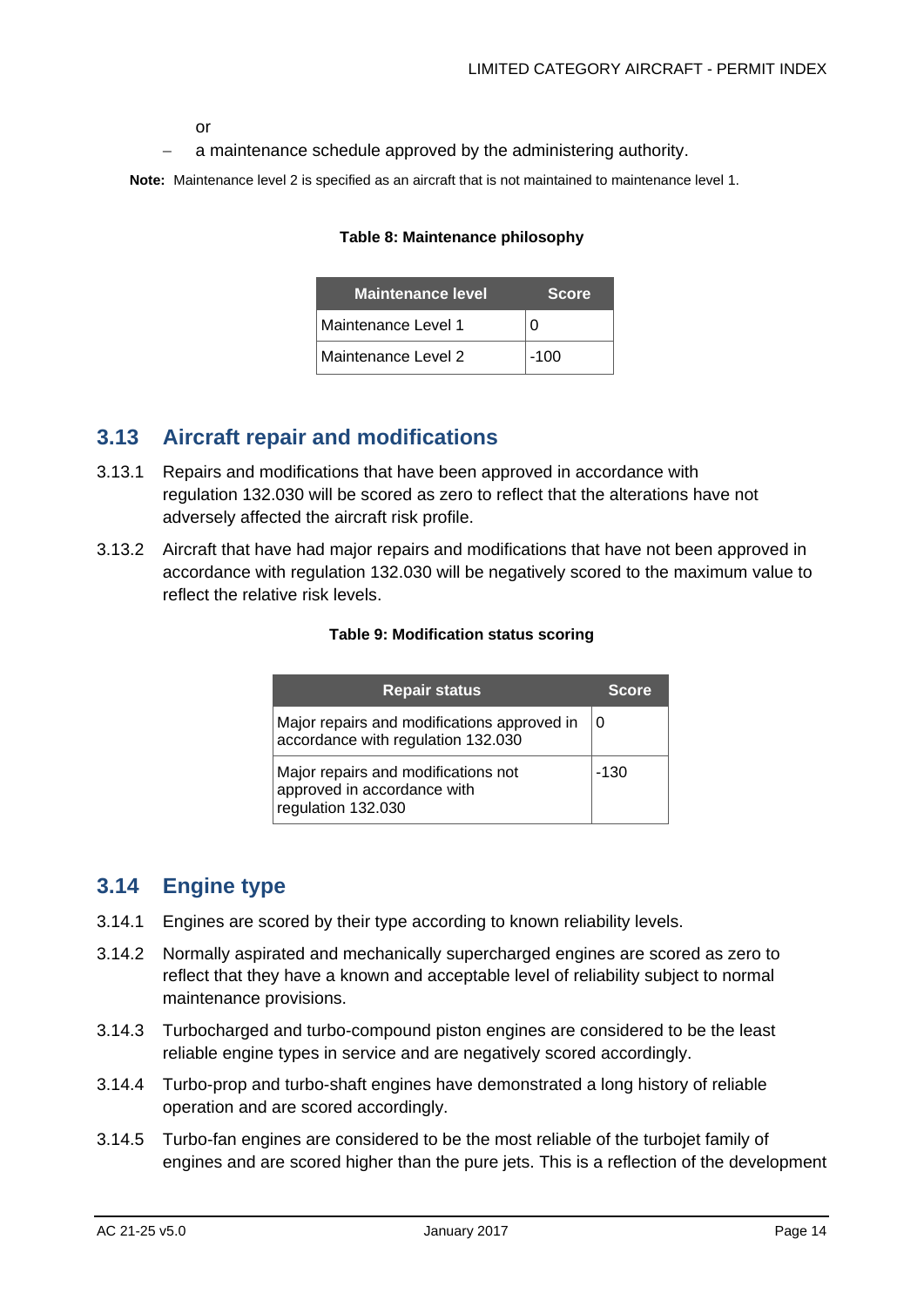or

– a maintenance schedule approved by the administering authority.

**Note:** Maintenance level 2 is specified as an aircraft that is not maintained to maintenance level 1.

**Table 8: Maintenance philosophy**

| Maintenance level | Score |
|---|---|
| Maintenance Level 1 | 0 |
| Maintenance Level 2 | -100 |

## 3.13 Aircraft repair and modifications

3.13.1 Repairs and modifications that have been approved in accordance with regulation 132.030 will be scored as zero to reflect that the alterations have not adversely affected the aircraft risk profile.

3.13.2 Aircraft that have had major repairs and modifications that have not been approved in accordance with regulation 132.030 will be negatively scored to the maximum value to reflect the relative risk levels.

**Table 9: Modification status scoring**

| Repair status | Score |
|---|---|
| Major repairs and modifications approved in accordance with regulation 132.030 | 0 |
| Major repairs and modifications not approved in accordance with regulation 132.030 | -130 |

## 3.14 Engine type

3.14.1 Engines are scored by their type according to known reliability levels.

3.14.2 Normally aspirated and mechanically supercharged engines are scored as zero to reflect that they have a known and acceptable level of reliability subject to normal maintenance provisions.

3.14.3 Turbocharged and turbo-compound piston engines are considered to be the least reliable engine types in service and are negatively scored accordingly.

3.14.4 Turbo-prop and turbo-shaft engines have demonstrated a long history of reliable operation and are scored accordingly.

3.14.5 Turbo-fan engines are considered to be the most reliable of the turbojet family of engines and are scored higher than the pure jets. This is a reflection of the development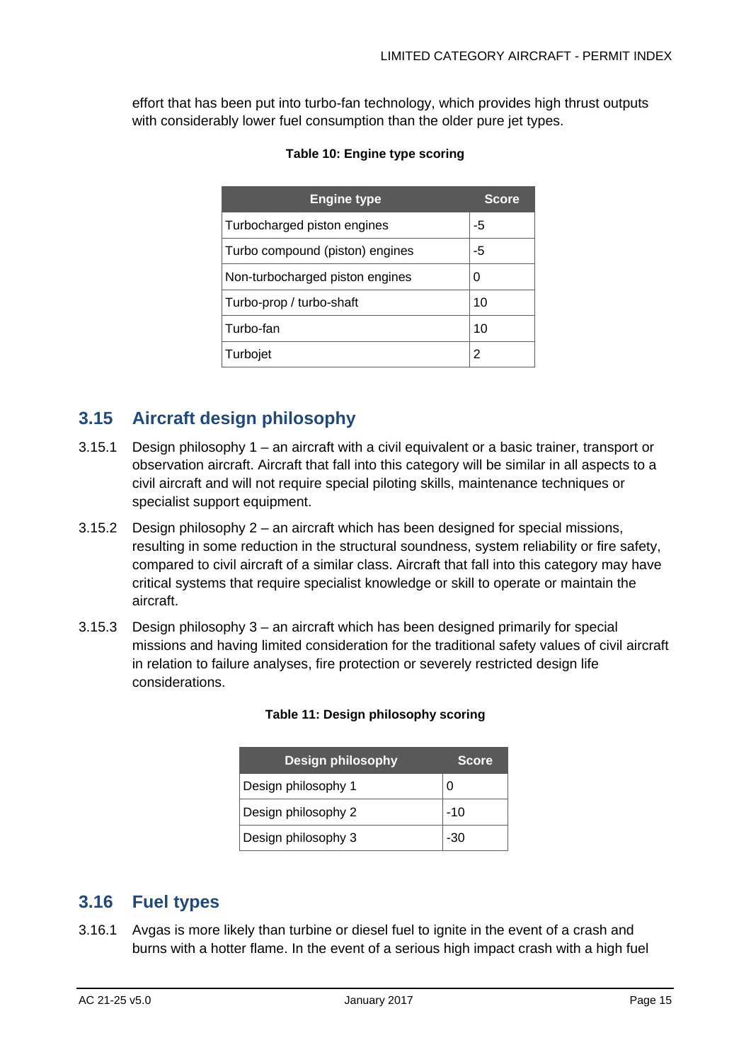effort that has been put into turbo-fan technology, which provides high thrust outputs with considerably lower fuel consumption than the older pure jet types.

**Table 10: Engine type scoring**

| Engine type | Score |
| --- | --- |
| Turbocharged piston engines | -5 |
| Turbo compound (piston) engines | -5 |
| Non-turbocharged piston engines | 0 |
| Turbo-prop / turbo-shaft | 10 |
| Turbo-fan | 10 |
| Turbojet | 2 |

## 3.15 Aircraft design philosophy

3.15.1 Design philosophy 1 – an aircraft with a civil equivalent or a basic trainer, transport or observation aircraft. Aircraft that fall into this category will be similar in all aspects to a civil aircraft and will not require special piloting skills, maintenance techniques or specialist support equipment.

3.15.2 Design philosophy 2 – an aircraft which has been designed for special missions, resulting in some reduction in the structural soundness, system reliability or fire safety, compared to civil aircraft of a similar class. Aircraft that fall into this category may have critical systems that require specialist knowledge or skill to operate or maintain the aircraft.

3.15.3 Design philosophy 3 – an aircraft which has been designed primarily for special missions and having limited consideration for the traditional safety values of civil aircraft in relation to failure analyses, fire protection or severely restricted design life considerations.

**Table 11: Design philosophy scoring**

| Design philosophy | Score |
| --- | --- |
| Design philosophy 1 | 0 |
| Design philosophy 2 | -10 |
| Design philosophy 3 | -30 |

## 3.16 Fuel types

3.16.1 Avgas is more likely than turbine or diesel fuel to ignite in the event of a crash and burns with a hotter flame. In the event of a serious high impact crash with a high fuel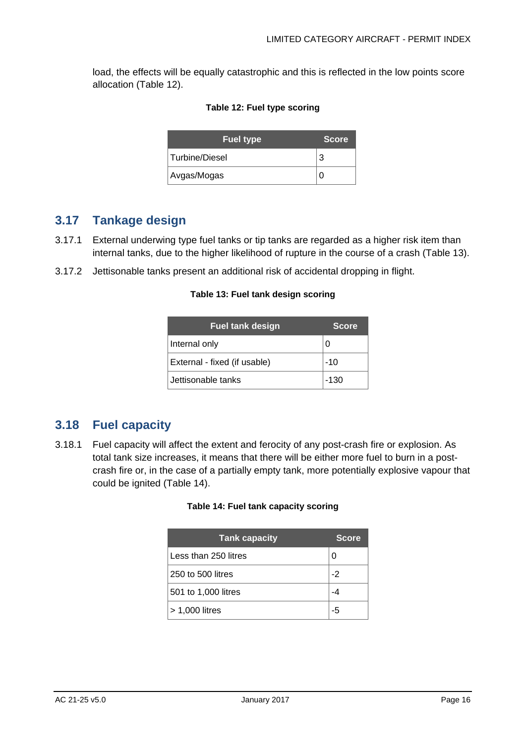load, the effects will be equally catastrophic and this is reflected in the low points score allocation (Table 12).

**Table 12: Fuel type scoring**

| Fuel type | Score |
|---|---|
| Turbine/Diesel | 3 |
| Avgas/Mogas | 0 |

## 3.17 Tankage design

3.17.1 External underwing type fuel tanks or tip tanks are regarded as a higher risk item than internal tanks, due to the higher likelihood of rupture in the course of a crash (Table 13).

3.17.2 Jettisonable tanks present an additional risk of accidental dropping in flight.

**Table 13: Fuel tank design scoring**

| Fuel tank design | Score |
|---|---|
| Internal only | 0 |
| External - fixed (if usable) | -10 |
| Jettisonable tanks | -130 |

## 3.18 Fuel capacity

3.18.1 Fuel capacity will affect the extent and ferocity of any post-crash fire or explosion. As total tank size increases, it means that there will be either more fuel to burn in a post-crash fire or, in the case of a partially empty tank, more potentially explosive vapour that could be ignited (Table 14).

**Table 14: Fuel tank capacity scoring**

| Tank capacity | Score |
|---|---|
| Less than 250 litres | 0 |
| 250 to 500 litres | -2 |
| 501 to 1,000 litres | -4 |
| > 1,000 litres | -5 |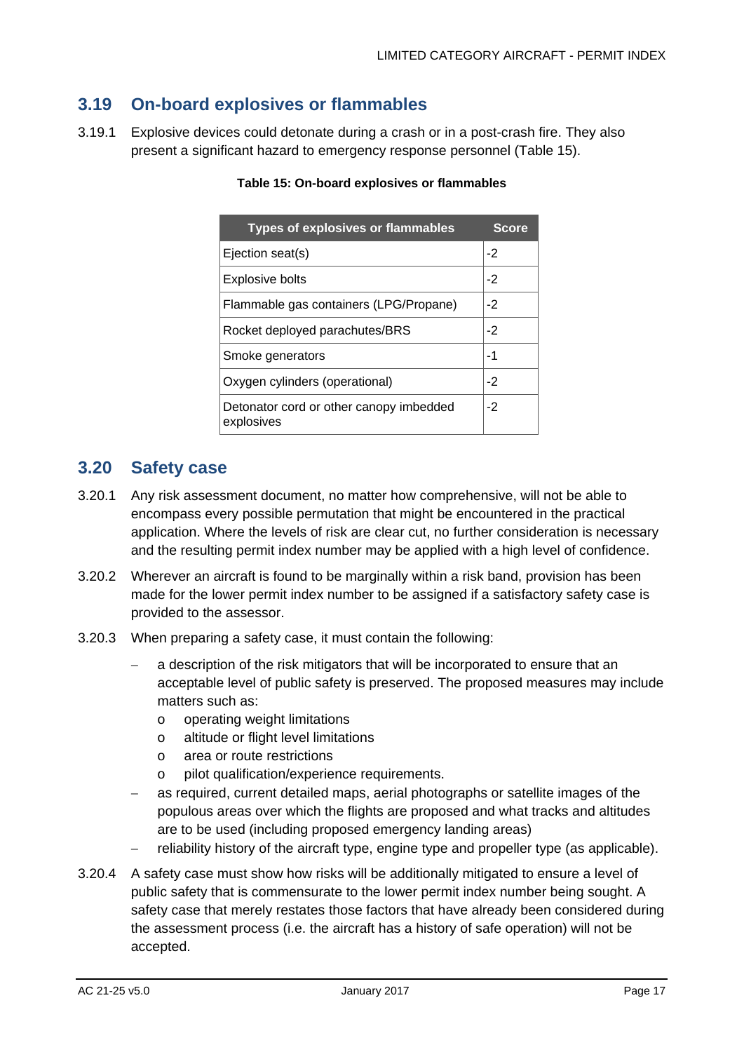## 3.19 On-board explosives or flammables

3.19.1 Explosive devices could detonate during a crash or in a post-crash fire. They also present a significant hazard to emergency response personnel (Table 15).

**Table 15: On-board explosives or flammables**

| Types of explosives or flammables | Score |
| --- | --- |
| Ejection seat(s) | -2 |
| Explosive bolts | -2 |
| Flammable gas containers (LPG/Propane) | -2 |
| Rocket deployed parachutes/BRS | -2 |
| Smoke generators | -1 |
| Oxygen cylinders (operational) | -2 |
| Detonator cord or other canopy imbedded explosives | -2 |

## 3.20 Safety case

3.20.1 Any risk assessment document, no matter how comprehensive, will not be able to encompass every possible permutation that might be encountered in the practical application. Where the levels of risk are clear cut, no further consideration is necessary and the resulting permit index number may be applied with a high level of confidence.

3.20.2 Wherever an aircraft is found to be marginally within a risk band, provision has been made for the lower permit index number to be assigned if a satisfactory safety case is provided to the assessor.

3.20.3 When preparing a safety case, it must contain the following:

- a description of the risk mitigators that will be incorporated to ensure that an acceptable level of public safety is preserved. The proposed measures may include matters such as:
  - operating weight limitations
  - altitude or flight level limitations
  - area or route restrictions
  - pilot qualification/experience requirements.
- as required, current detailed maps, aerial photographs or satellite images of the populous areas over which the flights are proposed and what tracks and altitudes are to be used (including proposed emergency landing areas)
- reliability history of the aircraft type, engine type and propeller type (as applicable).

3.20.4 A safety case must show how risks will be additionally mitigated to ensure a level of public safety that is commensurate to the lower permit index number being sought. A safety case that merely restates those factors that have already been considered during the assessment process (i.e. the aircraft has a history of safe operation) will not be accepted.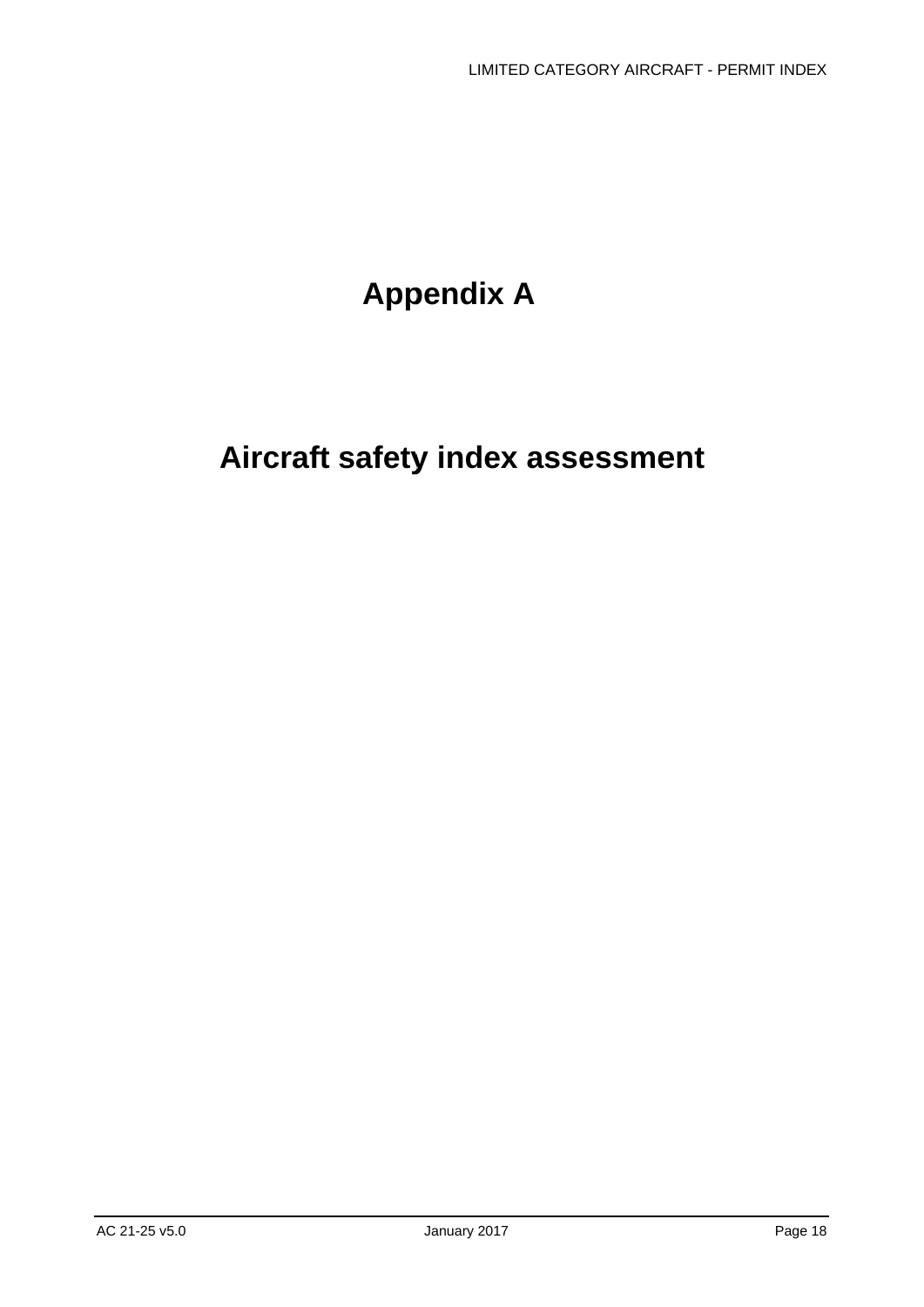# Appendix A

# Aircraft safety index assessment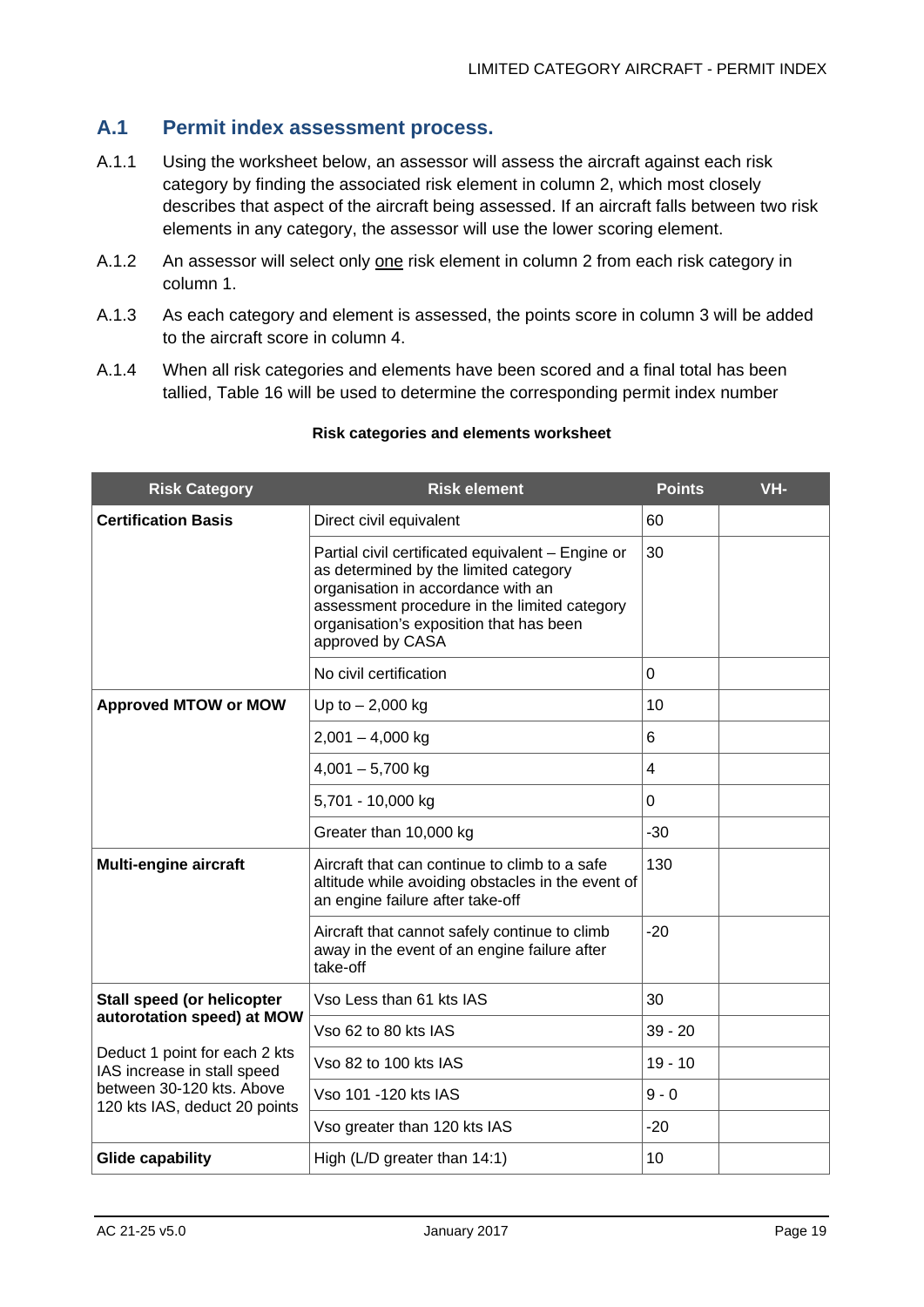## A.1 Permit index assessment process.

A.1.1 Using the worksheet below, an assessor will assess the aircraft against each risk category by finding the associated risk element in column 2, which most closely describes that aspect of the aircraft being assessed. If an aircraft falls between two risk elements in any category, the assessor will use the lower scoring element.

A.1.2 An assessor will select only one risk element in column 2 from each risk category in column 1.

A.1.3 As each category and element is assessed, the points score in column 3 will be added to the aircraft score in column 4.

A.1.4 When all risk categories and elements have been scored and a final total has been tallied, Table 16 will be used to determine the corresponding permit index number

**Risk categories and elements worksheet**

| Risk Category | Risk element | Points | VH- |
|---|---|---|---|
| **Certification Basis** | Direct civil equivalent | 60 | |
| | Partial civil certificated equivalent – Engine or as determined by the limited category organisation in accordance with an assessment procedure in the limited category organisation's exposition that has been approved by CASA | 30 | |
| | No civil certification | 0 | |
| **Approved MTOW or MOW** | Up to – 2,000 kg | 10 | |
| | 2,001 – 4,000 kg | 6 | |
| | 4,001 – 5,700 kg | 4 | |
| | 5,701 - 10,000 kg | 0 | |
| | Greater than 10,000 kg | -30 | |
| **Multi-engine aircraft** | Aircraft that can continue to climb to a safe altitude while avoiding obstacles in the event of an engine failure after take-off | 130 | |
| | Aircraft that cannot safely continue to climb away in the event of an engine failure after take-off | -20 | |
| **Stall speed (or helicopter autorotation speed) at MOW**<br><br>Deduct 1 point for each 2 kts IAS increase in stall speed between 30-120 kts. Above 120 kts IAS, deduct 20 points | Vso Less than 61 kts IAS | 30 | |
| | Vso 62 to 80 kts IAS | 39 - 20 | |
| | Vso 82 to 100 kts IAS | 19 - 10 | |
| | Vso 101 -120 kts IAS | 9 - 0 | |
| | Vso greater than 120 kts IAS | -20 | |
| **Glide capability** | High (L/D greater than 14:1) | 10 | |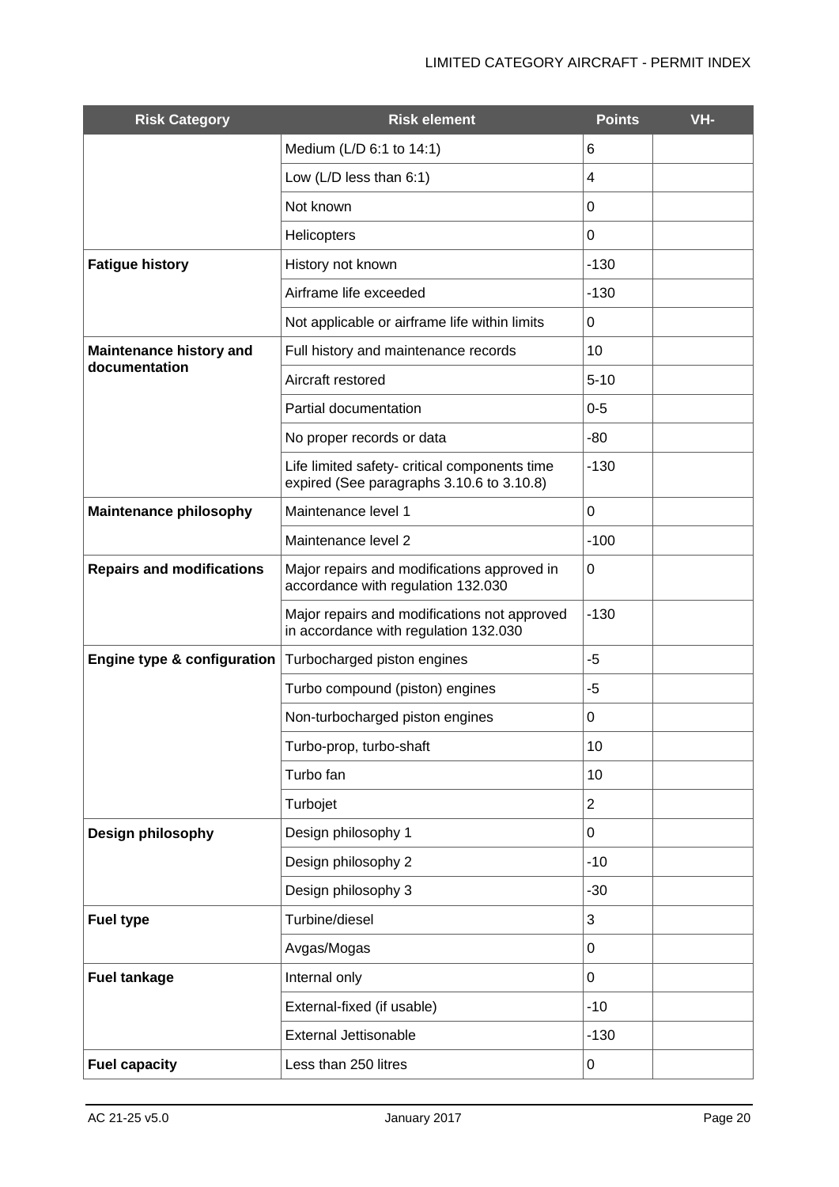| Risk Category | Risk element | Points | VH- |
|---|---|---|---|
| | Medium (L/D 6:1 to 14:1) | 6 | |
| | Low (L/D less than 6:1) | 4 | |
| | Not known | 0 | |
| | Helicopters | 0 | |
| **Fatigue history** | History not known | -130 | |
| | Airframe life exceeded | -130 | |
| | Not applicable or airframe life within limits | 0 | |
| **Maintenance history and documentation** | Full history and maintenance records | 10 | |
| | Aircraft restored | 5-10 | |
| | Partial documentation | 0-5 | |
| | No proper records or data | -80 | |
| | Life limited safety- critical components time expired (See paragraphs 3.10.6 to 3.10.8) | -130 | |
| **Maintenance philosophy** | Maintenance level 1 | 0 | |
| | Maintenance level 2 | -100 | |
| **Repairs and modifications** | Major repairs and modifications approved in accordance with regulation 132.030 | 0 | |
| | Major repairs and modifications not approved in accordance with regulation 132.030 | -130 | |
| **Engine type & configuration** | Turbocharged piston engines | -5 | |
| | Turbo compound (piston) engines | -5 | |
| | Non-turbocharged piston engines | 0 | |
| | Turbo-prop, turbo-shaft | 10 | |
| | Turbo fan | 10 | |
| | Turbojet | 2 | |
| **Design philosophy** | Design philosophy 1 | 0 | |
| | Design philosophy 2 | -10 | |
| | Design philosophy 3 | -30 | |
| **Fuel type** | Turbine/diesel | 3 | |
| | Avgas/Mogas | 0 | |
| **Fuel tankage** | Internal only | 0 | |
| | External-fixed (if usable) | -10 | |
| | External Jettisonable | -130 | |
| **Fuel capacity** | Less than 250 litres | 0 | |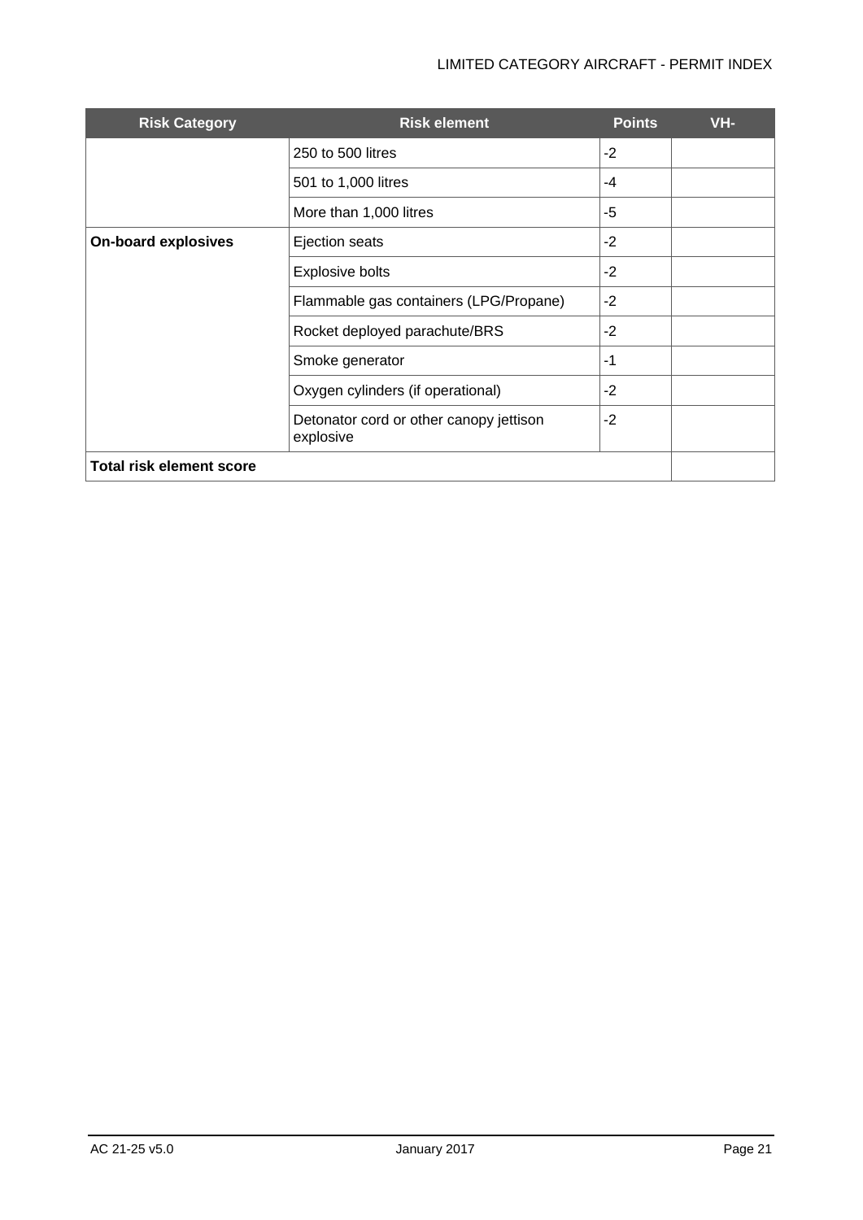| Risk Category | Risk element | Points | VH- |
| --- | --- | --- | --- |
| | 250 to 500 litres | -2 | |
| | 501 to 1,000 litres | -4 | |
| | More than 1,000 litres | -5 | |
| **On-board explosives** | Ejection seats | -2 | |
| | Explosive bolts | -2 | |
| | Flammable gas containers (LPG/Propane) | -2 | |
| | Rocket deployed parachute/BRS | -2 | |
| | Smoke generator | -1 | |
| | Oxygen cylinders (if operational) | -2 | |
| | Detonator cord or other canopy jettison explosive | -2 | |
| **Total risk element score** | | | |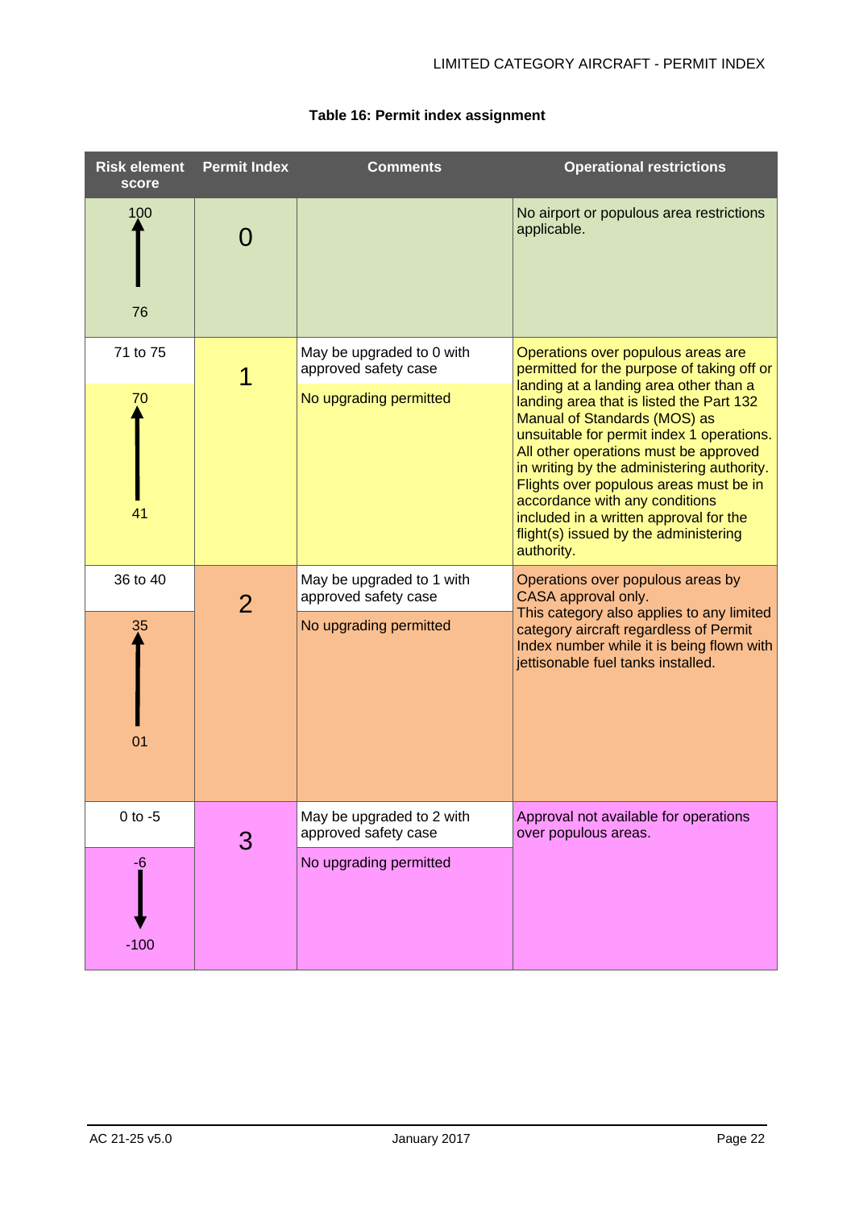**Table 16: Permit index assignment**

| Risk element score | Permit Index | Comments | Operational restrictions |
|---|---|---|---|
| 100 ↑ 76 | 0 | | No airport or populous area restrictions applicable. |
| 71 to 75 | 1 | May be upgraded to 0 with approved safety case | Operations over populous areas are permitted for the purpose of taking off or landing at a landing area other than a landing area that is listed the Part 132 Manual of Standards (MOS) as unsuitable for permit index 1 operations. All other operations must be approved in writing by the administering authority. Flights over populous areas must be in accordance with any conditions included in a written approval for the flight(s) issued by the administering authority. |
| 70 ↑ 41 | | No upgrading permitted | |
| 36 to 40 | 2 | May be upgraded to 1 with approved safety case | Operations over populous areas by CASA approval only. This category also applies to any limited category aircraft regardless of Permit Index number while it is being flown with jettisonable fuel tanks installed. |
| 35 ↑ 01 | | No upgrading permitted | |
| 0 to -5 | 3 | May be upgraded to 2 with approved safety case | Approval not available for operations over populous areas. |
| -6 ↓ -100 | | No upgrading permitted | |